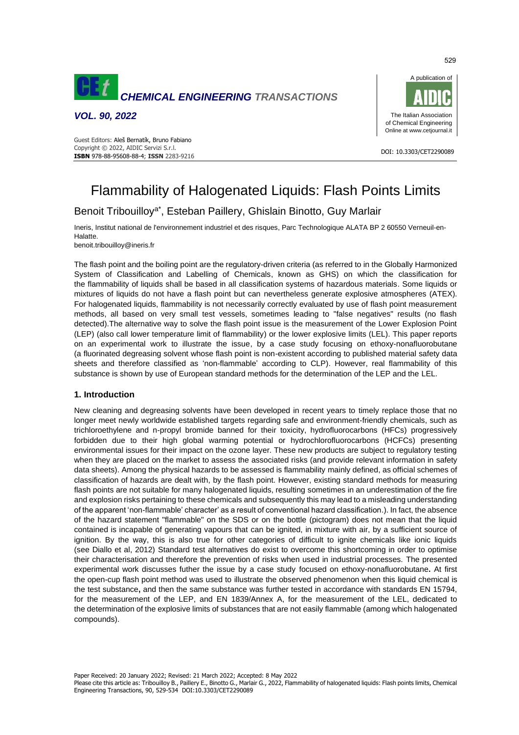# Flammability of Halogenated Liquids: Flash Points Limits

Benoit Tribouilloy[a*], Esteban Paillery, Ghislain Binotto, Guy Marlair

Ineris, Institut national de l'environnement industriel et des risques, Parc Technologique ALATA BP 2 60550 Verneuil-en-Halatte.
benoit.tribouilloy@ineris.fr

The flash point and the boiling point are the regulatory-driven criteria (as referred to in the Globally Harmonized System of Classification and Labelling of Chemicals, known as GHS) on which the classification for the flammability of liquids shall be based in all classification systems of hazardous materials. Some liquids or mixtures of liquids do not have a flash point but can nevertheless generate explosive atmospheres (ATEX). For halogenated liquids, flammability is not necessarily correctly evaluated by use of flash point measurement methods, all based on very small test vessels, sometimes leading to "false negatives" results (no flash detected).The alternative way to solve the flash point issue is the measurement of the Lower Explosion Point (LEP) (also call lower temperature limit of flammability) or the lower explosive limits (LEL). This paper reports on an experimental work to illustrate the issue, by a case study focusing on ethoxy-nonafluorobutane (a fluorinated degreasing solvent whose flash point is non-existent according to published material safety data sheets and therefore classified as 'non-flammable' according to CLP). However, real flammability of this substance is shown by use of European standard methods for the determination of the LEP and the LEL.

## 1. Introduction

New cleaning and degreasing solvents have been developed in recent years to timely replace those that no longer meet newly worldwide established targets regarding safe and environment-friendly chemicals, such as trichloroethylene and n-propyl bromide banned for their toxicity, hydrofluorocarbons (HFCs) progressively forbidden due to their high global warming potential or hydrochlorofluorocarbons (HCFCs) presenting environmental issues for their impact on the ozone layer. These new products are subject to regulatory testing when they are placed on the market to assess the associated risks (and provide relevant information in safety data sheets). Among the physical hazards to be assessed is flammability mainly defined, as official schemes of classification of hazards are dealt with, by the flash point. However, existing standard methods for measuring flash points are not suitable for many halogenated liquids, resulting sometimes in an underestimation of the fire and explosion risks pertaining to these chemicals and subsequently this may lead to a misleading understanding of the apparent 'non-flammable' character' as a result of conventional hazard classification.). In fact, the absence of the hazard statement "flammable" on the SDS or on the bottle (pictogram) does not mean that the liquid contained is incapable of generating vapours that can be ignited, in mixture with air, by a sufficient source of ignition. By the way, this is also true for other categories of difficult to ignite chemicals like ionic liquids (see Diallo et al, 2012) Standard test alternatives do exist to overcome this shortcoming in order to optimise their characterisation and therefore the prevention of risks when used in industrial processes. The presented experimental work discusses futher the issue by a case study focused on ethoxy-nonafluorobutane**.** At first the open-cup flash point method was used to illustrate the observed phenomenon when this liquid chemical is the test substance**,** and then the same substance was further tested in accordance with standards EN 15794, for the measurement of the LEP, and EN 1839/Annex A, for the measurement of the LEL, dedicated to the determination of the explosive limits of substances that are not easily flammable (among which halogenated compounds).

Paper Received: 20 January 2022; Revised: 21 March 2022; Accepted: 8 May 2022
Please cite this article as: Tribouilloy B., Paillery E., Binotto G., Marlair G., 2022, Flammability of halogenated liquids: Flash points limits, Chemical Engineering Transactions, 90, 529-534 DOI:10.3303/CET2290089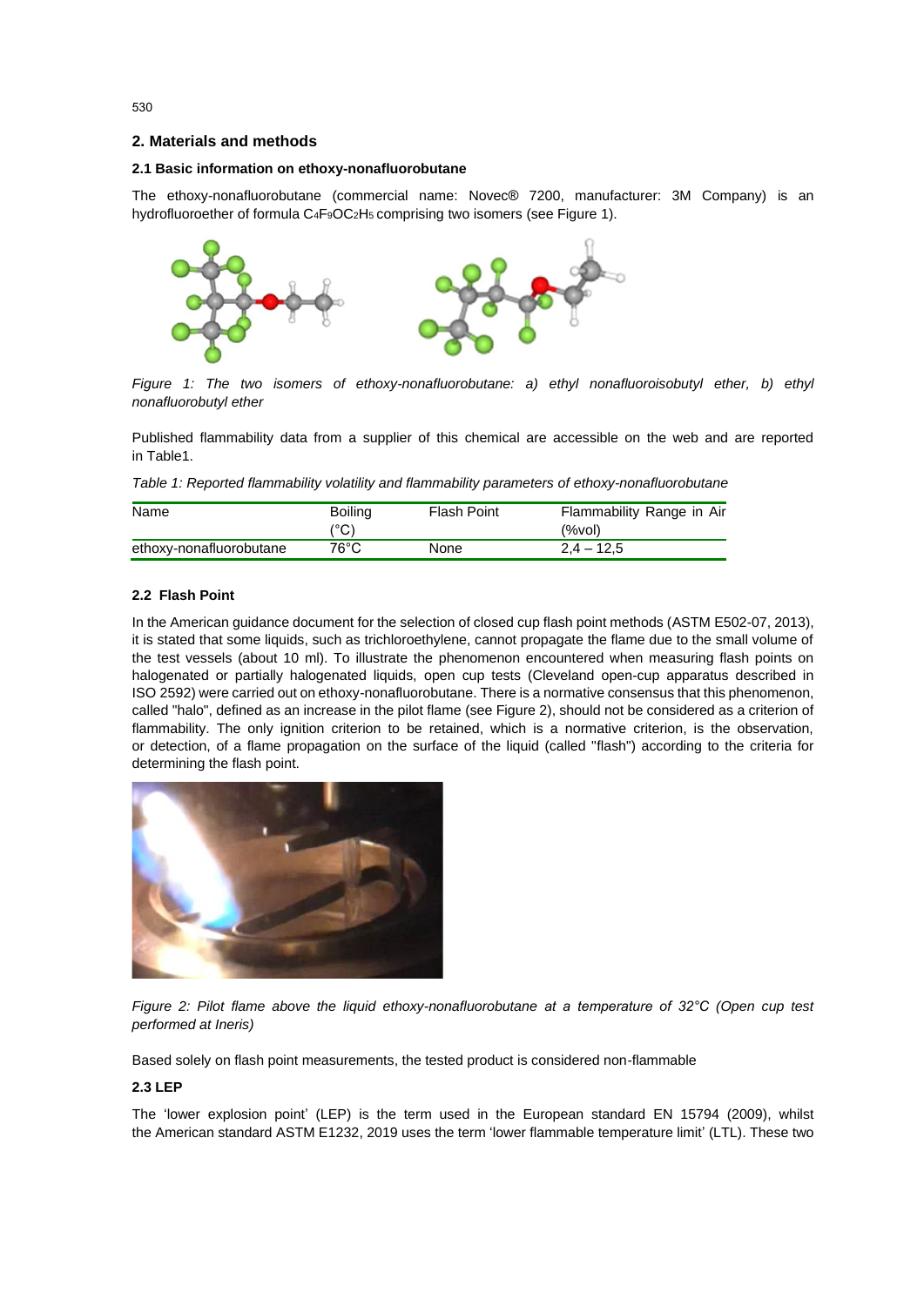## 2. Materials and methods

### 2.1 Basic information on ethoxy-nonafluorobutane

The ethoxy-nonafluorobutane (commercial name: Novec® 7200, manufacturer: 3M Company) is an hydrofluoroether of formula $C_4F_9OC_2H_5$ comprising two isomers (see Figure 1).

*Figure 1: The two isomers of ethoxy-nonafluorobutane: a) ethyl nonafluoroisobutyl ether, b) ethyl nonafluorobutyl ether*

Published flammability data from a supplier of this chemical are accessible on the web and are reported in Table1.

*Table 1: Reported flammability volatility and flammability parameters of ethoxy-nonafluorobutane*

| Name | Boiling (°C) | Flash Point | Flammability Range in Air (%vol) |
|---|---|---|---|
| ethoxy-nonafluorobutane | 76°C | None | 2,4 – 12,5 |

### 2.2 Flash Point

In the American guidance document for the selection of closed cup flash point methods (ASTM E502-07, 2013), it is stated that some liquids, such as trichloroethylene, cannot propagate the flame due to the small volume of the test vessels (about 10 ml). To illustrate the phenomenon encountered when measuring flash points on halogenated or partially halogenated liquids, open cup tests (Cleveland open-cup apparatus described in ISO 2592) were carried out on ethoxy-nonafluorobutane. There is a normative consensus that this phenomenon, called "halo", defined as an increase in the pilot flame (see Figure 2), should not be considered as a criterion of flammability. The only ignition criterion to be retained, which is a normative criterion, is the observation, or detection, of a flame propagation on the surface of the liquid (called "flash") according to the criteria for determining the flash point.

*Figure 2: Pilot flame above the liquid ethoxy-nonafluorobutane at a temperature of 32°C (Open cup test performed at Ineris)*

Based solely on flash point measurements, the tested product is considered non-flammable

### 2.3 LEP

The 'lower explosion point' (LEP) is the term used in the European standard EN 15794 (2009), whilst the American standard ASTM E1232, 2019 uses the term 'lower flammable temperature limit' (LTL). These two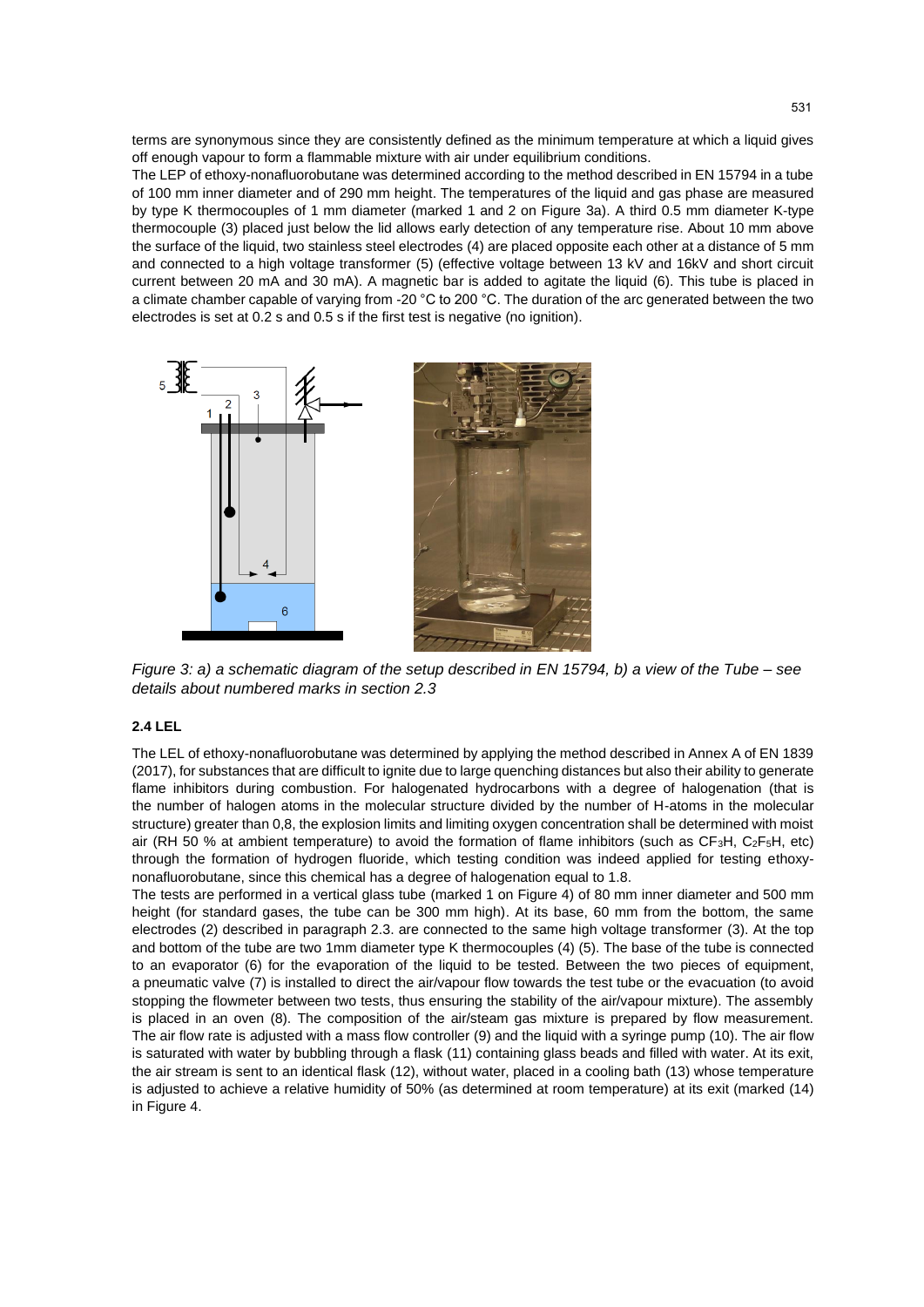terms are synonymous since they are consistently defined as the minimum temperature at which a liquid gives off enough vapour to form a flammable mixture with air under equilibrium conditions.

The LEP of ethoxy-nonafluorobutane was determined according to the method described in EN 15794 in a tube of 100 mm inner diameter and of 290 mm height. The temperatures of the liquid and gas phase are measured by type K thermocouples of 1 mm diameter (marked 1 and 2 on Figure 3a). A third 0.5 mm diameter K-type thermocouple (3) placed just below the lid allows early detection of any temperature rise. About 10 mm above the surface of the liquid, two stainless steel electrodes (4) are placed opposite each other at a distance of 5 mm and connected to a high voltage transformer (5) (effective voltage between 13 kV and 16kV and short circuit current between 20 mA and 30 mA). A magnetic bar is added to agitate the liquid (6). This tube is placed in a climate chamber capable of varying from -20 °C to 200 °C. The duration of the arc generated between the two electrodes is set at 0.2 s and 0.5 s if the first test is negative (no ignition).

*Figure 3: a) a schematic diagram of the setup described in EN 15794, b) a view of the Tube – see details about numbered marks in section 2.3*

### 2.4 LEL

The LEL of ethoxy-nonafluorobutane was determined by applying the method described in Annex A of EN 1839 (2017), for substances that are difficult to ignite due to large quenching distances but also their ability to generate flame inhibitors during combustion. For halogenated hydrocarbons with a degree of halogenation (that is the number of halogen atoms in the molecular structure divided by the number of H-atoms in the molecular structure) greater than 0,8, the explosion limits and limiting oxygen concentration shall be determined with moist air (RH 50 % at ambient temperature) to avoid the formation of flame inhibitors (such as $CF_3H$, $C_2F_5H$, etc) through the formation of hydrogen fluoride, which testing condition was indeed applied for testing ethoxy-nonafluorobutane, since this chemical has a degree of halogenation equal to 1.8.

The tests are performed in a vertical glass tube (marked 1 on Figure 4) of 80 mm inner diameter and 500 mm height (for standard gases, the tube can be 300 mm high). At its base, 60 mm from the bottom, the same electrodes (2) described in paragraph 2.3. are connected to the same high voltage transformer (3). At the top and bottom of the tube are two 1mm diameter type K thermocouples (4) (5). The base of the tube is connected to an evaporator (6) for the evaporation of the liquid to be tested. Between the two pieces of equipment, a pneumatic valve (7) is installed to direct the air/vapour flow towards the test tube or the evacuation (to avoid stopping the flowmeter between two tests, thus ensuring the stability of the air/vapour mixture). The assembly is placed in an oven (8). The composition of the air/steam gas mixture is prepared by flow measurement. The air flow rate is adjusted with a mass flow controller (9) and the liquid with a syringe pump (10). The air flow is saturated with water by bubbling through a flask (11) containing glass beads and filled with water. At its exit, the air stream is sent to an identical flask (12), without water, placed in a cooling bath (13) whose temperature is adjusted to achieve a relative humidity of 50% (as determined at room temperature) at its exit (marked (14) in Figure 4.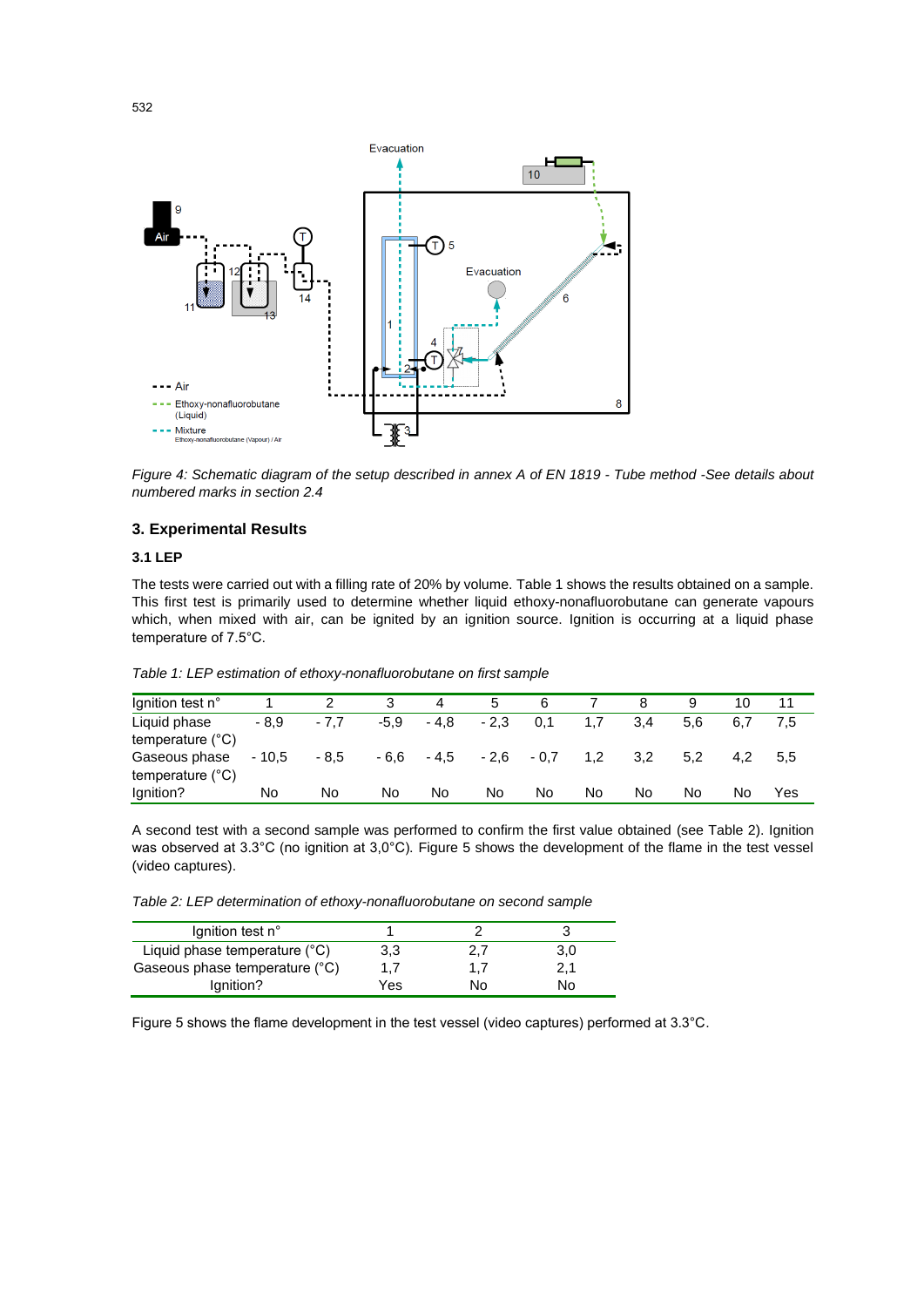*Figure 4: Schematic diagram of the setup described in annex A of EN 1819 - Tube method -See details about numbered marks in section 2.4*

## 3. Experimental Results

### 3.1 LEP

The tests were carried out with a filling rate of 20% by volume. Table 1 shows the results obtained on a sample. This first test is primarily used to determine whether liquid ethoxy-nonafluorobutane can generate vapours which, when mixed with air, can be ignited by an ignition source. Ignition is occurring at a liquid phase temperature of 7.5°C.

*Table 1: LEP estimation of ethoxy-nonafluorobutane on first sample*

| Ignition test n° | 1 | 2 | 3 | 4 | 5 | 6 | 7 | 8 | 9 | 10 | 11 |
|---|---|---|---|---|---|---|---|---|---|---|---|
| Liquid phase temperature (°C) | - 8,9 | - 7,7 | -5,9 | - 4,8 | - 2,3 | 0,1 | 1,7 | 3,4 | 5,6 | 6,7 | 7,5 |
| Gaseous phase temperature (°C) | - 10,5 | - 8,5 | - 6,6 | - 4,5 | - 2,6 | - 0,7 | 1,2 | 3,2 | 5,2 | 4,2 | 5,5 |
| Ignition? | No | No | No | No | No | No | No | No | No | No | Yes |

A second test with a second sample was performed to confirm the first value obtained (see Table 2). Ignition was observed at 3.3°C (no ignition at 3,0°C). Figure 5 shows the development of the flame in the test vessel (video captures).

*Table 2: LEP determination of ethoxy-nonafluorobutane on second sample*

| Ignition test n° | 1 | 2 | 3 |
|---|---|---|---|
| Liquid phase temperature (°C) | 3,3 | 2,7 | 3,0 |
| Gaseous phase temperature (°C) | 1,7 | 1,7 | 2,1 |
| Ignition? | Yes | No | No |

Figure 5 shows the flame development in the test vessel (video captures) performed at 3.3°C.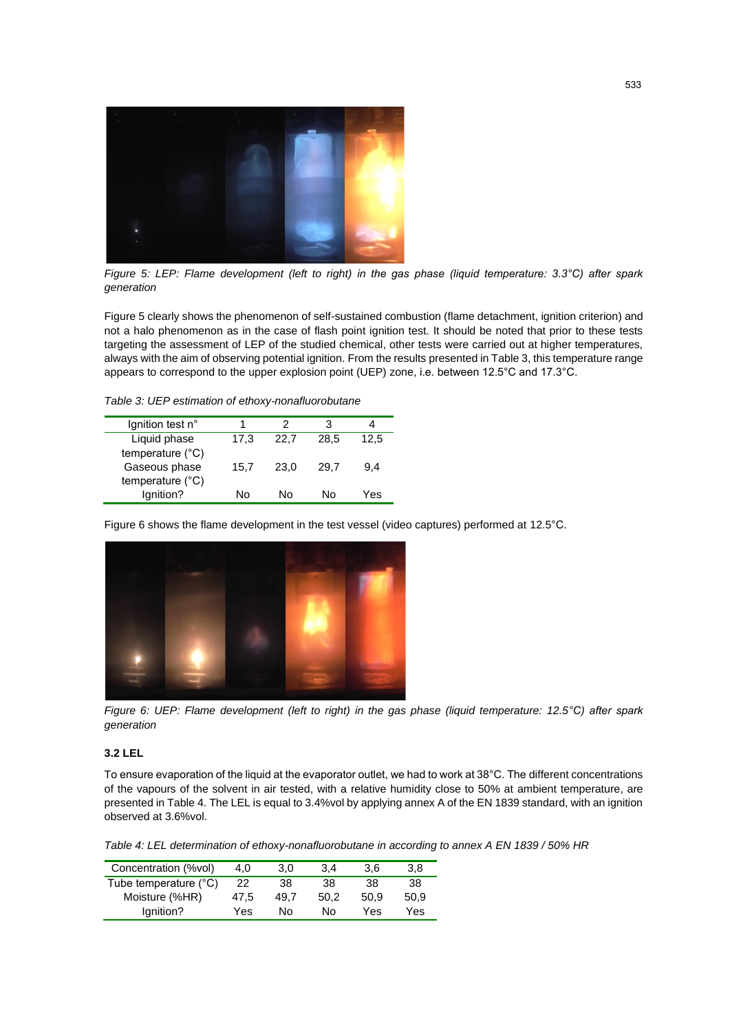*Figure 5: LEP: Flame development (left to right) in the gas phase (liquid temperature: 3.3°C) after spark generation*

Figure 5 clearly shows the phenomenon of self-sustained combustion (flame detachment, ignition criterion) and not a halo phenomenon as in the case of flash point ignition test. It should be noted that prior to these tests targeting the assessment of LEP of the studied chemical, other tests were carried out at higher temperatures, always with the aim of observing potential ignition. From the results presented in Table 3, this temperature range appears to correspond to the upper explosion point (UEP) zone, i.e. between 12.5°C and 17.3°C.

*Table 3: UEP estimation of ethoxy-nonafluorobutane*

| Ignition test n° | 1 | 2 | 3 | 4 |
|---|---|---|---|---|
| Liquid phase temperature (°C) | 17,3 | 22,7 | 28,5 | 12,5 |
| Gaseous phase temperature (°C) | 15,7 | 23,0 | 29,7 | 9,4 |
| Ignition? | No | No | No | Yes |

Figure 6 shows the flame development in the test vessel (video captures) performed at 12.5°C.

*Figure 6: UEP: Flame development (left to right) in the gas phase (liquid temperature: 12.5°C) after spark generation*

### 3.2 LEL

To ensure evaporation of the liquid at the evaporator outlet, we had to work at 38°C. The different concentrations of the vapours of the solvent in air tested, with a relative humidity close to 50% at ambient temperature, are presented in Table 4. The LEL is equal to 3.4%vol by applying annex A of the EN 1839 standard, with an ignition observed at 3.6%vol.

*Table 4: LEL determination of ethoxy-nonafluorobutane in according to annex A EN 1839 / 50% HR*

| Concentration (%vol) | 4,0 | 3,0 | 3,4 | 3,6 | 3,8 |
|---|---|---|---|---|---|
| Tube temperature (°C) | 22 | 38 | 38 | 38 | 38 |
| Moisture (%HR) | 47,5 | 49,7 | 50,2 | 50,9 | 50,9 |
| Ignition? | Yes | No | No | Yes | Yes |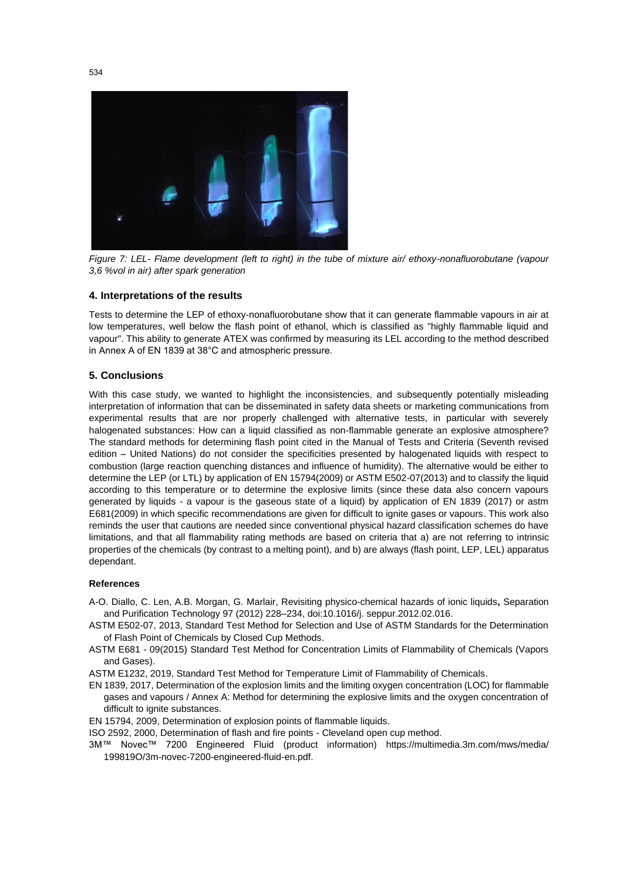*Figure 7: LEL- Flame development (left to right) in the tube of mixture air/ ethoxy-nonafluorobutane (vapour 3,6 %vol in air) after spark generation*

## 4. Interpretations of the results

Tests to determine the LEP of ethoxy-nonafluorobutane show that it can generate flammable vapours in air at low temperatures, well below the flash point of ethanol, which is classified as "highly flammable liquid and vapour". This ability to generate ATEX was confirmed by measuring its LEL according to the method described in Annex A of EN 1839 at 38°C and atmospheric pressure.

## 5. Conclusions

With this case study, we wanted to highlight the inconsistencies, and subsequently potentially misleading interpretation of information that can be disseminated in safety data sheets or marketing communications from experimental results that are nor properly challenged with alternative tests, in particular with severely halogenated substances: How can a liquid classified as non-flammable generate an explosive atmosphere? The standard methods for determining flash point cited in the Manual of Tests and Criteria (Seventh revised edition – United Nations) do not consider the specificities presented by halogenated liquids with respect to combustion (large reaction quenching distances and influence of humidity). The alternative would be either to determine the LEP (or LTL) by application of EN 15794(2009) or ASTM E502-07(2013) and to classify the liquid according to this temperature or to determine the explosive limits (since these data also concern vapours generated by liquids - a vapour is the gaseous state of a liquid) by application of EN 1839 (2017) or astm E681(2009) in which specific recommendations are given for difficult to ignite gases or vapours. This work also reminds the user that cautions are needed since conventional physical hazard classification schemes do have limitations, and that all flammability rating methods are based on criteria that a) are not referring to intrinsic properties of the chemicals (by contrast to a melting point), and b) are always (flash point, LEP, LEL) apparatus dependant.

**References**

A-O. Diallo, C. Len, A.B. Morgan, G. Marlair, Revisiting physico-chemical hazards of ionic liquids**,** Separation and Purification Technology 97 (2012) 228–234, doi:10.1016/j. seppur.2012.02.016.

ASTM E502-07, 2013, Standard Test Method for Selection and Use of ASTM Standards for the Determination of Flash Point of Chemicals by Closed Cup Methods.

ASTM E681 - 09(2015) Standard Test Method for Concentration Limits of Flammability of Chemicals (Vapors and Gases).

ASTM E1232, 2019, Standard Test Method for Temperature Limit of Flammability of Chemicals.

EN 1839, 2017, Determination of the explosion limits and the limiting oxygen concentration (LOC) for flammable gases and vapours / Annex A: Method for determining the explosive limits and the oxygen concentration of difficult to ignite substances.

EN 15794, 2009, Determination of explosion points of flammable liquids.

ISO 2592, 2000, Determination of flash and fire points - Cleveland open cup method.

3M™ Novec™ 7200 Engineered Fluid (product information) https://multimedia.3m.com/mws/media/199819O/3m-novec-7200-engineered-fluid-en.pdf.